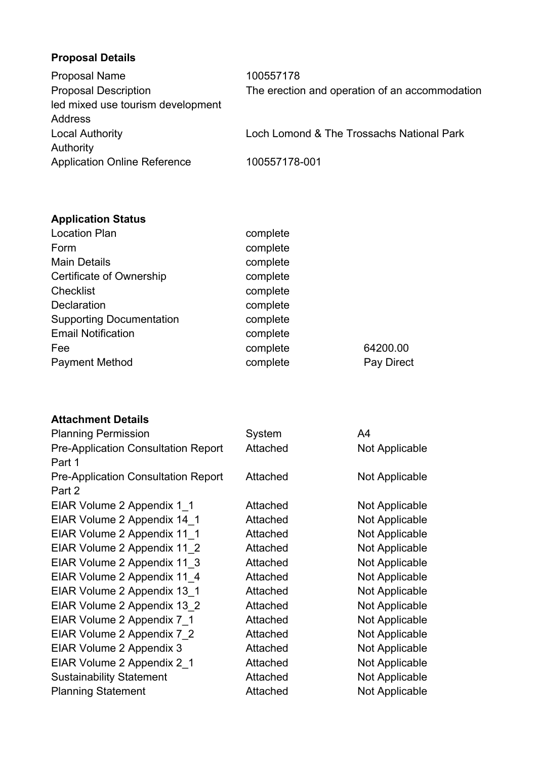**Proposal Details**

| | |
|---|---|
| Proposal Name | 100557178 |
| Proposal Description | The erection and operation of an accommodation led mixed use tourism development |
| Address | |
| Local Authority | Loch Lomond & The Trossachs National Park Authority |
| Application Online Reference | 100557178-001 |

**Application Status**

| | | |
|---|---|---|
| Location Plan | complete | |
| Form | complete | |
| Main Details | complete | |
| Certificate of Ownership | complete | |
| Checklist | complete | |
| Declaration | complete | |
| Supporting Documentation | complete | |
| Email Notification | complete | |
| Fee | complete | 64200.00 |
| Payment Method | complete | Pay Direct |

**Attachment Details**

| | | |
|---|---|---|
| Planning Permission | System | A4 |
| Pre-Application Consultation Report Part 1 | Attached | Not Applicable |
| Pre-Application Consultation Report Part 2 | Attached | Not Applicable |
| EIAR Volume 2 Appendix 1_1 | Attached | Not Applicable |
| EIAR Volume 2 Appendix 14_1 | Attached | Not Applicable |
| EIAR Volume 2 Appendix 11_1 | Attached | Not Applicable |
| EIAR Volume 2 Appendix 11_2 | Attached | Not Applicable |
| EIAR Volume 2 Appendix 11_3 | Attached | Not Applicable |
| EIAR Volume 2 Appendix 11_4 | Attached | Not Applicable |
| EIAR Volume 2 Appendix 13_1 | Attached | Not Applicable |
| EIAR Volume 2 Appendix 13_2 | Attached | Not Applicable |
| EIAR Volume 2 Appendix 7_1 | Attached | Not Applicable |
| EIAR Volume 2 Appendix 7_2 | Attached | Not Applicable |
| EIAR Volume 2 Appendix 3 | Attached | Not Applicable |
| EIAR Volume 2 Appendix 2_1 | Attached | Not Applicable |
| Sustainability Statement | Attached | Not Applicable |
| Planning Statement | Attached | Not Applicable |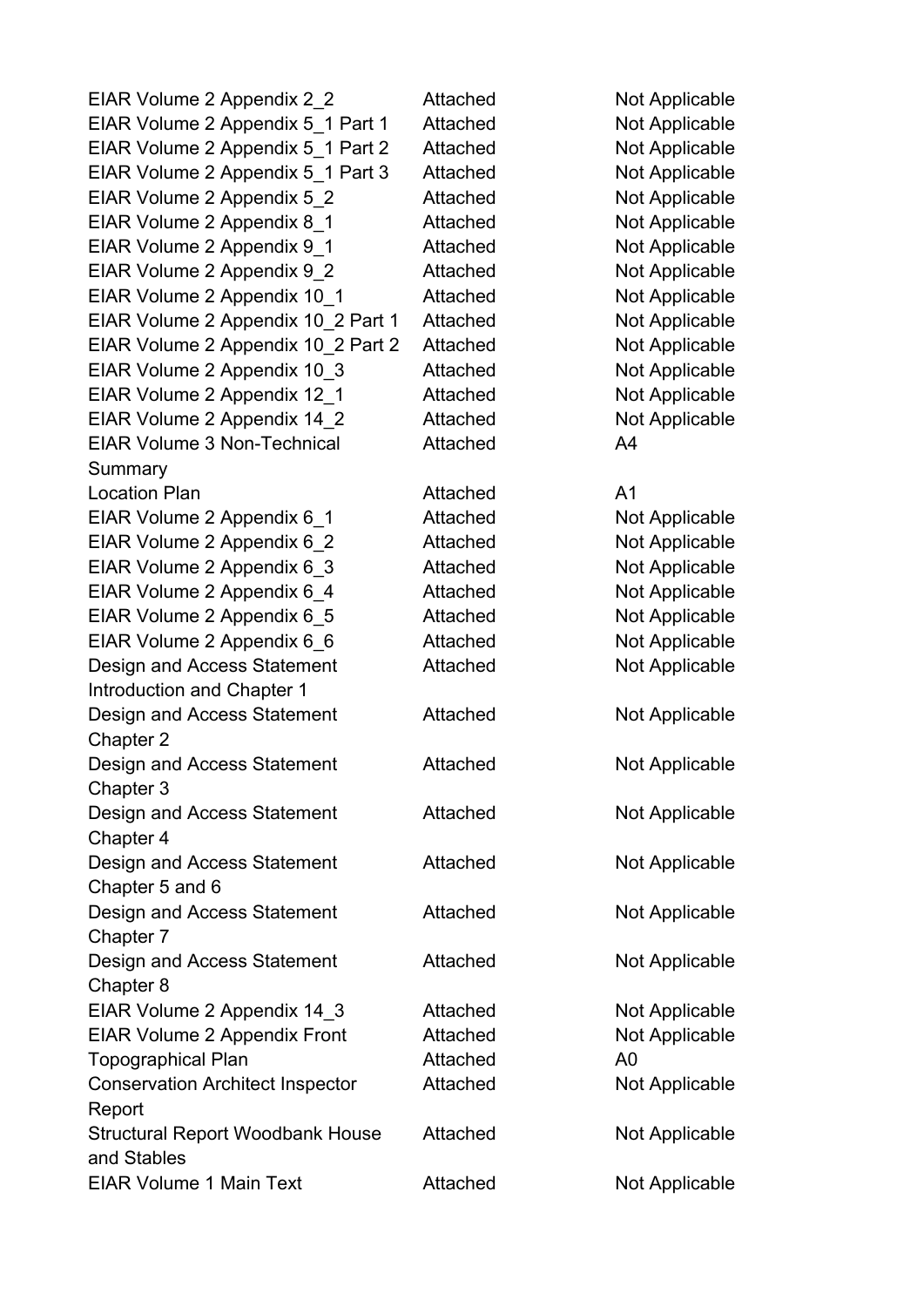| | | |
|---|---|---|
| EIAR Volume 2 Appendix 2_2 | Attached | Not Applicable |
| EIAR Volume 2 Appendix 5_1 Part 1 | Attached | Not Applicable |
| EIAR Volume 2 Appendix 5_1 Part 2 | Attached | Not Applicable |
| EIAR Volume 2 Appendix 5_1 Part 3 | Attached | Not Applicable |
| EIAR Volume 2 Appendix 5_2 | Attached | Not Applicable |
| EIAR Volume 2 Appendix 8_1 | Attached | Not Applicable |
| EIAR Volume 2 Appendix 9_1 | Attached | Not Applicable |
| EIAR Volume 2 Appendix 9_2 | Attached | Not Applicable |
| EIAR Volume 2 Appendix 10_1 | Attached | Not Applicable |
| EIAR Volume 2 Appendix 10_2 Part 1 | Attached | Not Applicable |
| EIAR Volume 2 Appendix 10_2 Part 2 | Attached | Not Applicable |
| EIAR Volume 2 Appendix 10_3 | Attached | Not Applicable |
| EIAR Volume 2 Appendix 12_1 | Attached | Not Applicable |
| EIAR Volume 2 Appendix 14_2 | Attached | Not Applicable |
| EIAR Volume 3 Non-Technical Summary | Attached | A4 |
| Location Plan | Attached | A1 |
| EIAR Volume 2 Appendix 6_1 | Attached | Not Applicable |
| EIAR Volume 2 Appendix 6_2 | Attached | Not Applicable |
| EIAR Volume 2 Appendix 6_3 | Attached | Not Applicable |
| EIAR Volume 2 Appendix 6_4 | Attached | Not Applicable |
| EIAR Volume 2 Appendix 6_5 | Attached | Not Applicable |
| EIAR Volume 2 Appendix 6_6 | Attached | Not Applicable |
| Design and Access Statement Introduction and Chapter 1 | Attached | Not Applicable |
| Design and Access Statement Chapter 2 | Attached | Not Applicable |
| Design and Access Statement Chapter 3 | Attached | Not Applicable |
| Design and Access Statement Chapter 4 | Attached | Not Applicable |
| Design and Access Statement Chapter 5 and 6 | Attached | Not Applicable |
| Design and Access Statement Chapter 7 | Attached | Not Applicable |
| Design and Access Statement Chapter 8 | Attached | Not Applicable |
| EIAR Volume 2 Appendix 14_3 | Attached | Not Applicable |
| EIAR Volume 2 Appendix Front | Attached | Not Applicable |
| Topographical Plan | Attached | A0 |
| Conservation Architect Inspector Report | Attached | Not Applicable |
| Structural Report Woodbank House and Stables | Attached | Not Applicable |
| EIAR Volume 1 Main Text | Attached | Not Applicable |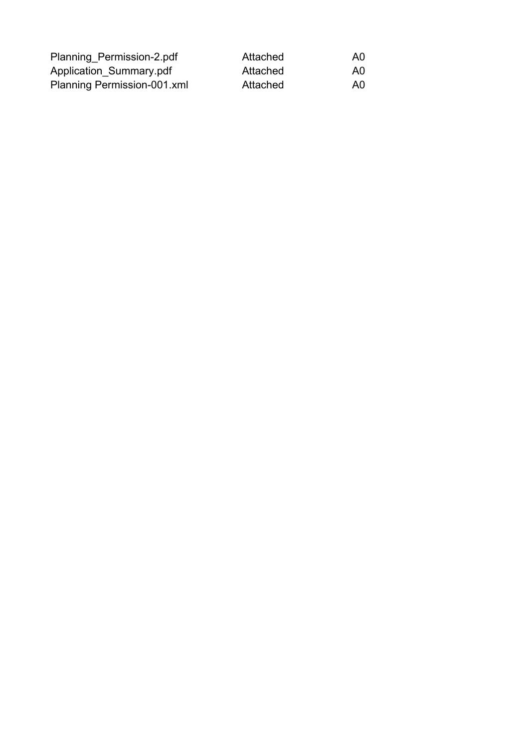| | | |
|---|---|---|
| Planning_Permission-2.pdf | Attached | A0 |
| Application_Summary.pdf | Attached | A0 |
| Planning Permission-001.xml | Attached | A0 |